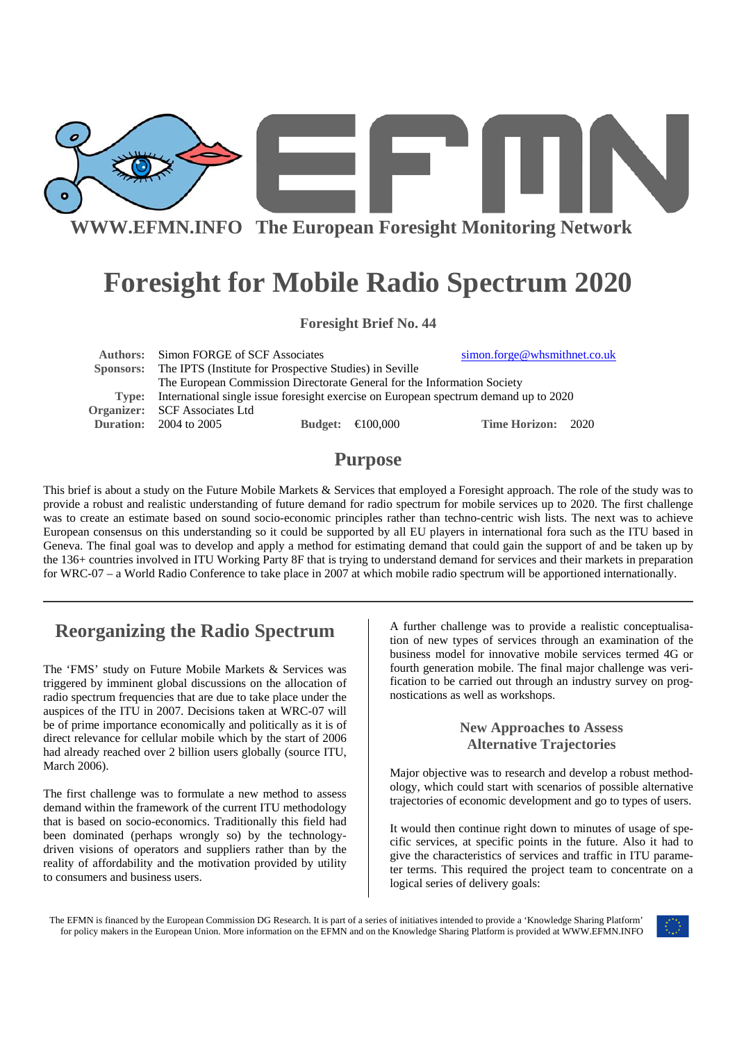WWW.EFMN.INFO The European Foresight Monitoring Network

# Foresight for Mobile Radio Spectrum 2020

**Foresight Brief No. 44**

**Authors:** Simon FORGE of SCF Associates simon.forge@whsmithnet.co.uk
**Sponsors:** The IPTS (Institute for Prospective Studies) in Seville
The European Commission Directorate General for the Information Society
**Type:** International single issue foresight exercise on European spectrum demand up to 2020
**Organizer:** SCF Associates Ltd
**Duration:** 2004 to 2005 **Budget:** €100,000 **Time Horizon:** 2020

## Purpose

This brief is about a study on the Future Mobile Markets & Services that employed a Foresight approach. The role of the study was to provide a robust and realistic understanding of future demand for radio spectrum for mobile services up to 2020. The first challenge was to create an estimate based on sound socio-economic principles rather than techno-centric wish lists. The next was to achieve European consensus on this understanding so it could be supported by all EU players in international fora such as the ITU based in Geneva. The final goal was to develop and apply a method for estimating demand that could gain the support of and be taken up by the 136+ countries involved in ITU Working Party 8F that is trying to understand demand for services and their markets in preparation for WRC-07 – a World Radio Conference to take place in 2007 at which mobile radio spectrum will be apportioned internationally.

## Reorganizing the Radio Spectrum

The 'FMS' study on Future Mobile Markets & Services was triggered by imminent global discussions on the allocation of radio spectrum frequencies that are due to take place under the auspices of the ITU in 2007. Decisions taken at WRC-07 will be of prime importance economically and politically as it is of direct relevance for cellular mobile which by the start of 2006 had already reached over 2 billion users globally (source ITU, March 2006).

The first challenge was to formulate a new method to assess demand within the framework of the current ITU methodology that is based on socio-economics. Traditionally this field had been dominated (perhaps wrongly so) by the technology-driven visions of operators and suppliers rather than by the reality of affordability and the motivation provided by utility to consumers and business users.

A further challenge was to provide a realistic conceptualisation of new types of services through an examination of the business model for innovative mobile services termed 4G or fourth generation mobile. The final major challenge was verification to be carried out through an industry survey on prognostications as well as workshops.

### New Approaches to Assess Alternative Trajectories

Major objective was to research and develop a robust methodology, which could start with scenarios of possible alternative trajectories of economic development and go to types of users.

It would then continue right down to minutes of usage of specific services, at specific points in the future. Also it had to give the characteristics of services and traffic in ITU parameter terms. This required the project team to concentrate on a logical series of delivery goals:

The EFMN is financed by the European Commission DG Research. It is part of a series of initiatives intended to provide a 'Knowledge Sharing Platform' for policy makers in the European Union. More information on the EFMN and on the Knowledge Sharing Platform is provided at WWW.EFMN.INFO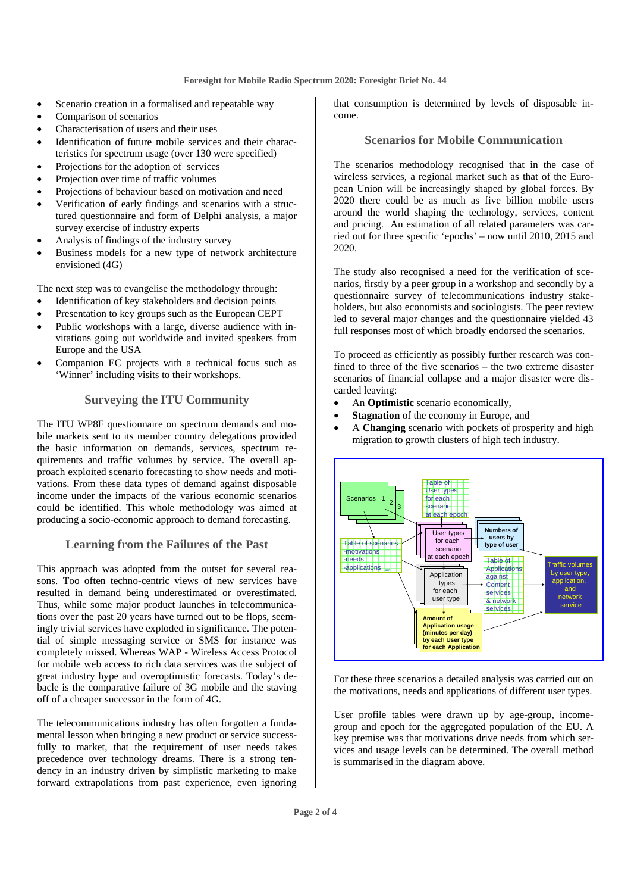- Scenario creation in a formalised and repeatable way
- Comparison of scenarios
- Characterisation of users and their uses
- Identification of future mobile services and their characteristics for spectrum usage (over 130 were specified)
- Projections for the adoption of services
- Projection over time of traffic volumes
- Projections of behaviour based on motivation and need
- Verification of early findings and scenarios with a structured questionnaire and form of Delphi analysis, a major survey exercise of industry experts
- Analysis of findings of the industry survey
- Business models for a new type of network architecture envisioned (4G)

The next step was to evangelise the methodology through:

- Identification of key stakeholders and decision points
- Presentation to key groups such as the European CEPT
- Public workshops with a large, diverse audience with invitations going out worldwide and invited speakers from Europe and the USA
- Companion EC projects with a technical focus such as 'Winner' including visits to their workshops.

## Surveying the ITU Community

The ITU WP8F questionnaire on spectrum demands and mobile markets sent to its member country delegations provided the basic information on demands, services, spectrum requirements and traffic volumes by service. The overall approach exploited scenario forecasting to show needs and motivations. From these data types of demand against disposable income under the impacts of the various economic scenarios could be identified. This whole methodology was aimed at producing a socio-economic approach to demand forecasting.

## Learning from the Failures of the Past

This approach was adopted from the outset for several reasons. Too often techno-centric views of new services have resulted in demand being underestimated or overestimated. Thus, while some major product launches in telecommunications over the past 20 years have turned out to be flops, seemingly trivial services have exploded in significance. The potential of simple messaging service or SMS for instance was completely missed. Whereas WAP - Wireless Access Protocol for mobile web access to rich data services was the subject of great industry hype and overoptimistic forecasts. Today's debacle is the comparative failure of 3G mobile and the staving off of a cheaper successor in the form of 4G.

The telecommunications industry has often forgotten a fundamental lesson when bringing a new product or service successfully to market, that the requirement of user needs takes precedence over technology dreams. There is a strong tendency in an industry driven by simplistic marketing to make forward extrapolations from past experience, even ignoring that consumption is determined by levels of disposable income.

## Scenarios for Mobile Communication

The scenarios methodology recognised that in the case of wireless services, a regional market such as that of the European Union will be increasingly shaped by global forces. By 2020 there could be as much as five billion mobile users around the world shaping the technology, services, content and pricing. An estimation of all related parameters was carried out for three specific 'epochs' – now until 2010, 2015 and 2020.

The study also recognised a need for the verification of scenarios, firstly by a peer group in a workshop and secondly by a questionnaire survey of telecommunications industry stakeholders, but also economists and sociologists. The peer review led to several major changes and the questionnaire yielded 43 full responses most of which broadly endorsed the scenarios.

To proceed as efficiently as possibly further research was confined to three of the five scenarios – the two extreme disaster scenarios of financial collapse and a major disaster were discarded leaving:

- An **Optimistic** scenario economically,
- **Stagnation** of the economy in Europe, and
- A **Changing** scenario with pockets of prosperity and high migration to growth clusters of high tech industry.

Scenarios 1 2 3 | Table of User types for each scenario at each epoch | Table of scenarios -motivations -needs -applications | User types for each scenario at each epoch | Numbers of users by type of user | Application types for each user type | Table of Applications against Content services & network services | Amount of Application usage (minutes per day) by each User type for each Application | Traffic volumes by user type, application, and network service

For these three scenarios a detailed analysis was carried out on the motivations, needs and applications of different user types.

User profile tables were drawn up by age-group, income-group and epoch for the aggregated population of the EU. A key premise was that motivations drive needs from which services and usage levels can be determined. The overall method is summarised in the diagram above.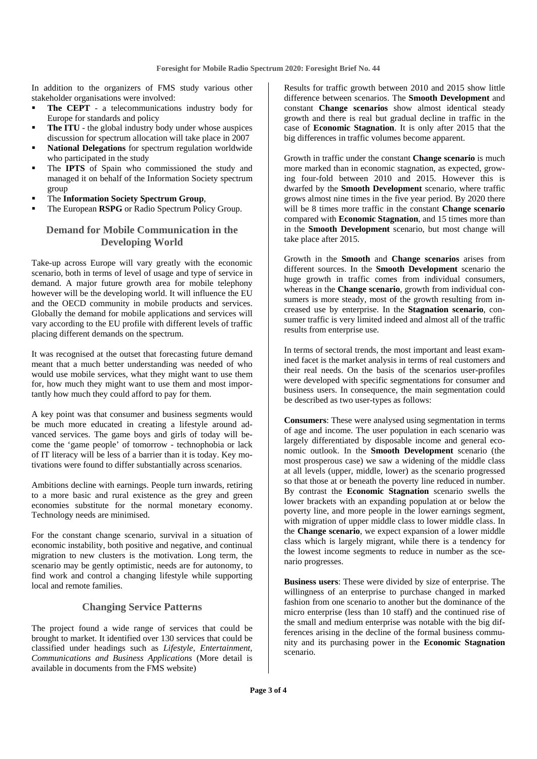In addition to the organizers of FMS study various other stakeholder organisations were involved:

- **The CEPT** - a telecommunications industry body for Europe for standards and policy
- **The ITU** - the global industry body under whose auspices discussion for spectrum allocation will take place in 2007
- **National Delegations** for spectrum regulation worldwide who participated in the study
- The **IPTS** of Spain who commissioned the study and managed it on behalf of the Information Society spectrum group
- The **Information Society Spectrum Group**,
- The European **RSPG** or Radio Spectrum Policy Group.

## Demand for Mobile Communication in the Developing World

Take-up across Europe will vary greatly with the economic scenario, both in terms of level of usage and type of service in demand. A major future growth area for mobile telephony however will be the developing world. It will influence the EU and the OECD community in mobile products and services. Globally the demand for mobile applications and services will vary according to the EU profile with different levels of traffic placing different demands on the spectrum.

It was recognised at the outset that forecasting future demand meant that a much better understanding was needed of who would use mobile services, what they might want to use them for, how much they might want to use them and most importantly how much they could afford to pay for them.

A key point was that consumer and business segments would be much more educated in creating a lifestyle around advanced services. The game boys and girls of today will become the 'game people' of tomorrow - technophobia or lack of IT literacy will be less of a barrier than it is today. Key motivations were found to differ substantially across scenarios.

Ambitions decline with earnings. People turn inwards, retiring to a more basic and rural existence as the grey and green economies substitute for the normal monetary economy. Technology needs are minimised.

For the constant change scenario, survival in a situation of economic instability, both positive and negative, and continual migration to new clusters is the motivation. Long term, the scenario may be gently optimistic, needs are for autonomy, to find work and control a changing lifestyle while supporting local and remote families.

## Changing Service Patterns

The project found a wide range of services that could be brought to market. It identified over 130 services that could be classified under headings such as *Lifestyle, Entertainment, Communications and Business Applications* (More detail is available in documents from the FMS website)

Results for traffic growth between 2010 and 2015 show little difference between scenarios. The **Smooth Development** and constant **Change scenarios** show almost identical steady growth and there is real but gradual decline in traffic in the case of **Economic Stagnation**. It is only after 2015 that the big differences in traffic volumes become apparent.

Growth in traffic under the constant **Change scenario** is much more marked than in economic stagnation, as expected, growing four-fold between 2010 and 2015. However this is dwarfed by the **Smooth Development** scenario, where traffic grows almost nine times in the five year period. By 2020 there will be 8 times more traffic in the constant **Change scenario** compared with **Economic Stagnation**, and 15 times more than in the **Smooth Development** scenario, but most change will take place after 2015.

Growth in the **Smooth** and **Change scenarios** arises from different sources. In the **Smooth Development** scenario the huge growth in traffic comes from individual consumers, whereas in the **Change scenario**, growth from individual consumers is more steady, most of the growth resulting from increased use by enterprise. In the **Stagnation scenario**, consumer traffic is very limited indeed and almost all of the traffic results from enterprise use.

In terms of sectoral trends, the most important and least examined facet is the market analysis in terms of real customers and their real needs. On the basis of the scenarios user-profiles were developed with specific segmentations for consumer and business users. In consequence, the main segmentation could be described as two user-types as follows:

**Consumers**: These were analysed using segmentation in terms of age and income. The user population in each scenario was largely differentiated by disposable income and general economic outlook. In the **Smooth Development** scenario (the most prosperous case) we saw a widening of the middle class at all levels (upper, middle, lower) as the scenario progressed so that those at or beneath the poverty line reduced in number. By contrast the **Economic Stagnation** scenario swells the lower brackets with an expanding population at or below the poverty line, and more people in the lower earnings segment, with migration of upper middle class to lower middle class. In the **Change scenario**, we expect expansion of a lower middle class which is largely migrant, while there is a tendency for the lowest income segments to reduce in number as the scenario progresses.

**Business users**: These were divided by size of enterprise. The willingness of an enterprise to purchase changed in marked fashion from one scenario to another but the dominance of the micro enterprise (less than 10 staff) and the continued rise of the small and medium enterprise was notable with the big differences arising in the decline of the formal business community and its purchasing power in the **Economic Stagnation** scenario.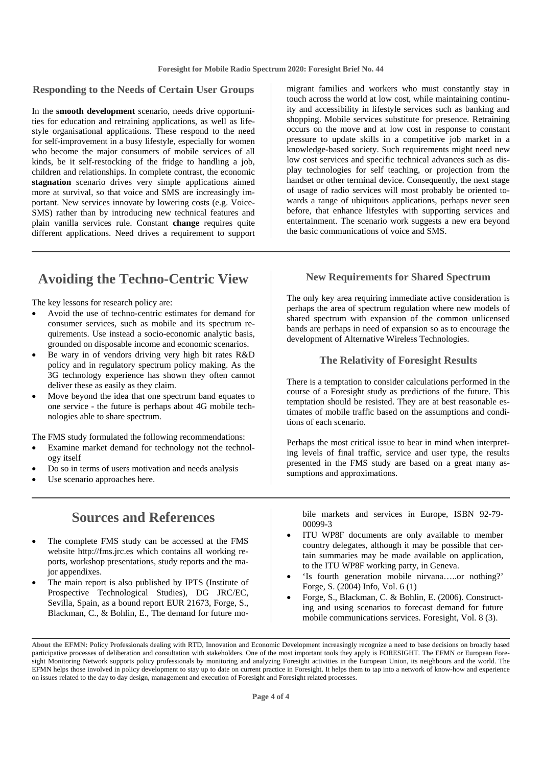### Responding to the Needs of Certain User Groups

In the **smooth development** scenario, needs drive opportunities for education and retraining applications, as well as lifestyle organisational applications. These respond to the need for self-improvement in a busy lifestyle, especially for women who become the major consumers of mobile services of all kinds, be it self-restocking of the fridge to handling a job, children and relationships. In complete contrast, the economic **stagnation** scenario drives very simple applications aimed more at survival, so that voice and SMS are increasingly important. New services innovate by lowering costs (e.g. Voice-SMS) rather than by introducing new technical features and plain vanilla services rule. Constant **change** requires quite different applications. Need drives a requirement to support migrant families and workers who must constantly stay in touch across the world at low cost, while maintaining continuity and accessibility in lifestyle services such as banking and shopping. Mobile services substitute for presence. Retraining occurs on the move and at low cost in response to constant pressure to update skills in a competitive job market in a knowledge-based society. Such requirements might need new low cost services and specific technical advances such as display technologies for self teaching, or projection from the handset or other terminal device. Consequently, the next stage of usage of radio services will most probably be oriented towards a range of ubiquitous applications, perhaps never seen before, that enhance lifestyles with supporting services and entertainment. The scenario work suggests a new era beyond the basic communications of voice and SMS.

## Avoiding the Techno-Centric View

The key lessons for research policy are:

- Avoid the use of techno-centric estimates for demand for consumer services, such as mobile and its spectrum requirements. Use instead a socio-economic analytic basis, grounded on disposable income and economic scenarios.
- Be wary in of vendors driving very high bit rates R&D policy and in regulatory spectrum policy making. As the 3G technology experience has shown they often cannot deliver these as easily as they claim.
- Move beyond the idea that one spectrum band equates to one service - the future is perhaps about 4G mobile technologies able to share spectrum.

The FMS study formulated the following recommendations:

- Examine market demand for technology not the technology itself
- Do so in terms of users motivation and needs analysis
- Use scenario approaches here.

### New Requirements for Shared Spectrum

The only key area requiring immediate active consideration is perhaps the area of spectrum regulation where new models of shared spectrum with expansion of the common unlicensed bands are perhaps in need of expansion so as to encourage the development of Alternative Wireless Technologies.

### The Relativity of Foresight Results

There is a temptation to consider calculations performed in the course of a Foresight study as predictions of the future. This temptation should be resisted. They are at best reasonable estimates of mobile traffic based on the assumptions and conditions of each scenario.

Perhaps the most critical issue to bear in mind when interpreting levels of final traffic, service and user type, the results presented in the FMS study are based on a great many assumptions and approximations.

## Sources and References

- The complete FMS study can be accessed at the FMS website http://fms.jrc.es which contains all working reports, workshop presentations, study reports and the major appendixes.
- The main report is also published by IPTS (Institute of Prospective Technological Studies), DG JRC/EC, Sevilla, Spain, as a bound report EUR 21673, Forge, S., Blackman, C., & Bohlin, E., The demand for future mobile markets and services in Europe, ISBN 92-79-00099-3
- ITU WP8F documents are only available to member country delegates, although it may be possible that certain summaries may be made available on application, to the ITU WP8F working party, in Geneva.
- 'Is fourth generation mobile nirvana…..or nothing?' Forge, S. (2004) Info, Vol. 6 (1)
- Forge, S., Blackman, C. & Bohlin, E. (2006). Constructing and using scenarios to forecast demand for future mobile communications services. Foresight, Vol. 8 (3).

**About the EFMN:** Policy Professionals dealing with RTD, Innovation and Economic Development increasingly recognize a need to base decisions on broadly based participative processes of deliberation and consultation with stakeholders. One of the most important tools they apply is FORESIGHT. The EFMN or European Foresight Monitoring Network supports policy professionals by monitoring and analyzing Foresight activities in the European Union, its neighbours and the world. The EFMN helps those involved in policy development to stay up to date on current practice in Foresight. It helps them to tap into a network of know-how and experience on issues related to the day to day design, management and execution of Foresight and Foresight related processes.